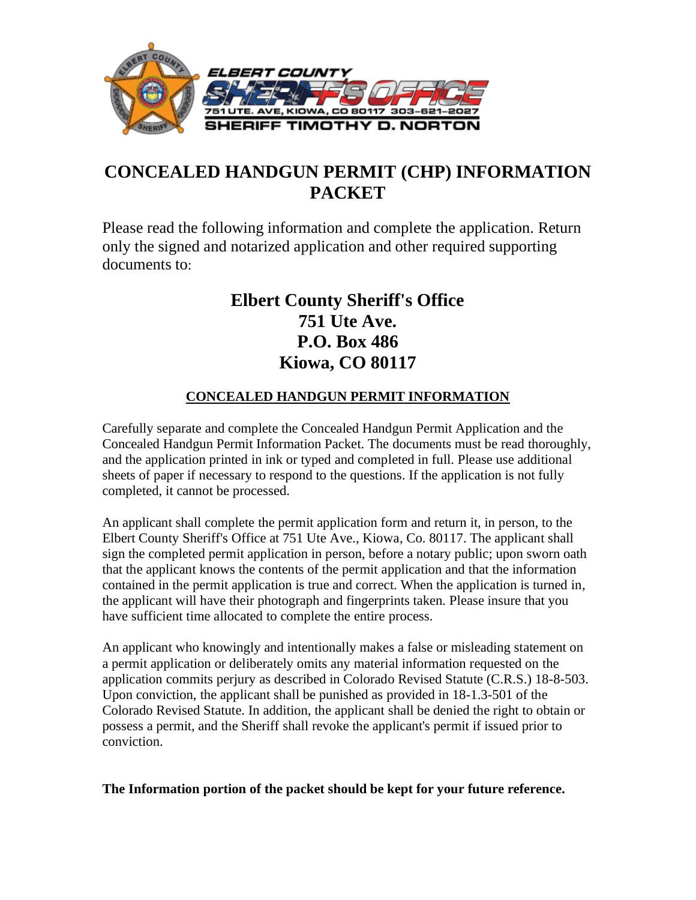ELBERT COUNTY SHERIFF'S OFFICE
751 UTE. AVE, KIOWA, CO 80117 303-621-2027
SHERIFF TIMOTHY D. NORTON

# CONCEALED HANDGUN PERMIT (CHP) INFORMATION PACKET

Please read the following information and complete the application. Return only the signed and notarized application and other required supporting documents to:

**Elbert County Sheriff's Office**
**751 Ute Ave.**
**P.O. Box 486**
**Kiowa, CO 80117**

## CONCEALED HANDGUN PERMIT INFORMATION

Carefully separate and complete the Concealed Handgun Permit Application and the Concealed Handgun Permit Information Packet. The documents must be read thoroughly, and the application printed in ink or typed and completed in full. Please use additional sheets of paper if necessary to respond to the questions. If the application is not fully completed, it cannot be processed.

An applicant shall complete the permit application form and return it, in person, to the Elbert County Sheriff's Office at 751 Ute Ave., Kiowa, Co. 80117. The applicant shall sign the completed permit application in person, before a notary public; upon sworn oath that the applicant knows the contents of the permit application and that the information contained in the permit application is true and correct. When the application is turned in, the applicant will have their photograph and fingerprints taken. Please insure that you have sufficient time allocated to complete the entire process.

An applicant who knowingly and intentionally makes a false or misleading statement on a permit application or deliberately omits any material information requested on the application commits perjury as described in Colorado Revised Statute (C.R.S.) 18-8-503. Upon conviction, the applicant shall be punished as provided in 18-1.3-501 of the Colorado Revised Statute. In addition, the applicant shall be denied the right to obtain or possess a permit, and the Sheriff shall revoke the applicant's permit if issued prior to conviction.

**The Information portion of the packet should be kept for your future reference.**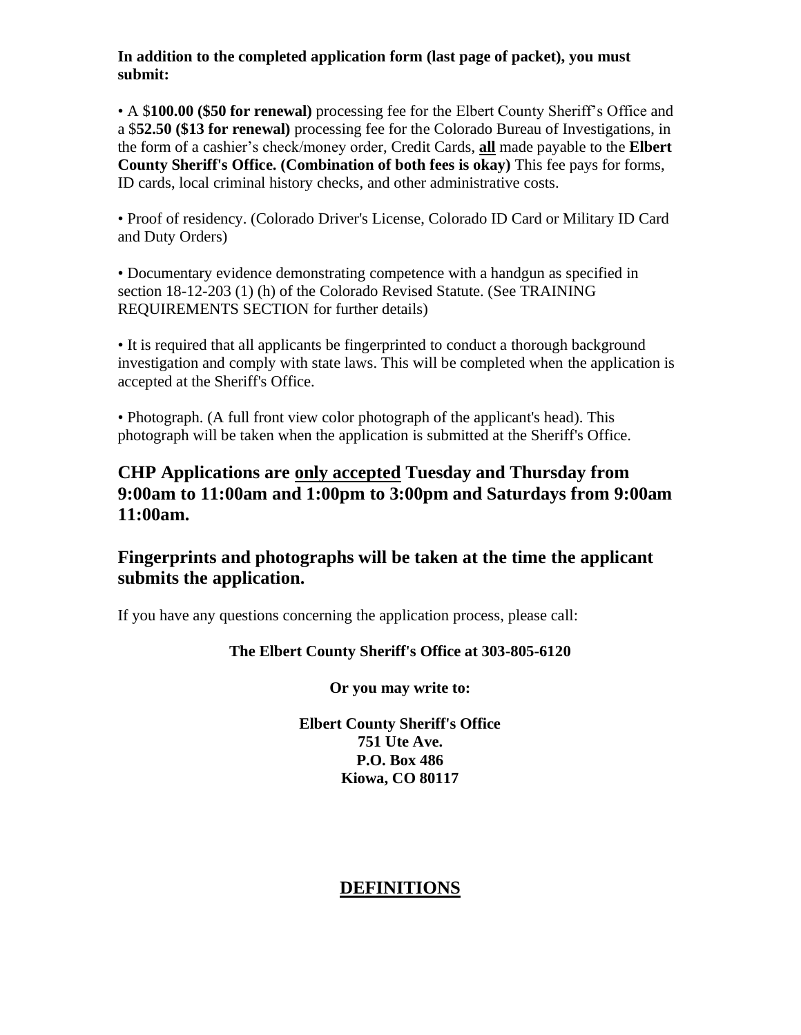**In addition to the completed application form (last page of packet), you must submit:**

• A $**100.00 ($50 for renewal)** processing fee for the Elbert County Sheriff's Office and a $**52.50 ($13 for renewal)** processing fee for the Colorado Bureau of Investigations, in the form of a cashier's check/money order, Credit Cards, **all** made payable to the **Elbert County Sheriff's Office. (Combination of both fees is okay)** This fee pays for forms, ID cards, local criminal history checks, and other administrative costs.

• Proof of residency. (Colorado Driver's License, Colorado ID Card or Military ID Card and Duty Orders)

• Documentary evidence demonstrating competence with a handgun as specified in section 18-12-203 (1) (h) of the Colorado Revised Statute. (See TRAINING REQUIREMENTS SECTION for further details)

• It is required that all applicants be fingerprinted to conduct a thorough background investigation and comply with state laws. This will be completed when the application is accepted at the Sheriff's Office.

• Photograph. (A full front view color photograph of the applicant's head). This photograph will be taken when the application is submitted at the Sheriff's Office.

## CHP Applications are only accepted Tuesday and Thursday from 9:00am to 11:00am and 1:00pm to 3:00pm and Saturdays from 9:00am 11:00am.

## Fingerprints and photographs will be taken at the time the applicant submits the application.

If you have any questions concerning the application process, please call:

**The Elbert County Sheriff's Office at 303-805-6120**

**Or you may write to:**

**Elbert County Sheriff's Office**
**751 Ute Ave.**
**P.O. Box 486**
**Kiowa, CO 80117**

## DEFINITIONS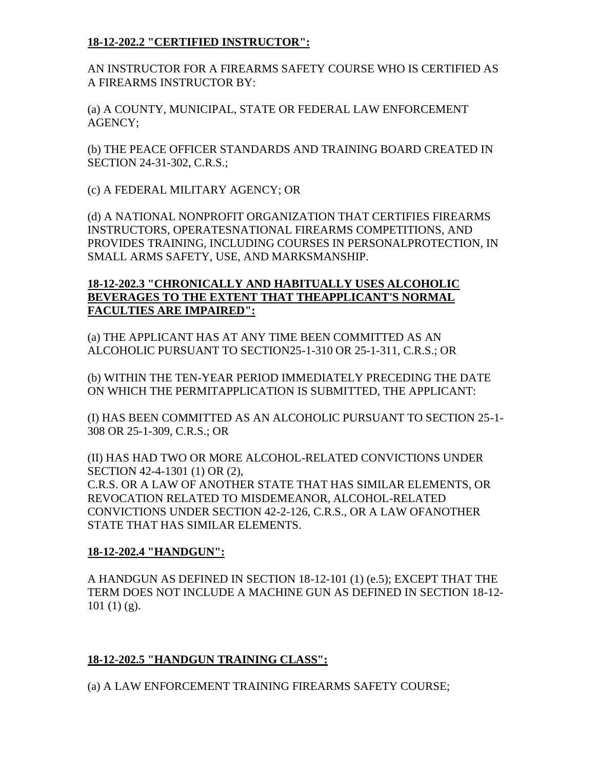**18-12-202.2 "CERTIFIED INSTRUCTOR":**

AN INSTRUCTOR FOR A FIREARMS SAFETY COURSE WHO IS CERTIFIED AS A FIREARMS INSTRUCTOR BY:

(a) A COUNTY, MUNICIPAL, STATE OR FEDERAL LAW ENFORCEMENT AGENCY;

(b) THE PEACE OFFICER STANDARDS AND TRAINING BOARD CREATED IN SECTION 24-31-302, C.R.S.;

(c) A FEDERAL MILITARY AGENCY; OR

(d) A NATIONAL NONPROFIT ORGANIZATION THAT CERTIFIES FIREARMS INSTRUCTORS, OPERATESNATIONAL FIREARMS COMPETITIONS, AND PROVIDES TRAINING, INCLUDING COURSES IN PERSONALPROTECTION, IN SMALL ARMS SAFETY, USE, AND MARKSMANSHIP.

**18-12-202.3 "CHRONICALLY AND HABITUALLY USES ALCOHOLIC BEVERAGES TO THE EXTENT THAT THEAPPLICANT'S NORMAL FACULTIES ARE IMPAIRED":**

(a) THE APPLICANT HAS AT ANY TIME BEEN COMMITTED AS AN ALCOHOLIC PURSUANT TO SECTION25-1-310 OR 25-1-311, C.R.S.; OR

(b) WITHIN THE TEN-YEAR PERIOD IMMEDIATELY PRECEDING THE DATE ON WHICH THE PERMITAPPLICATION IS SUBMITTED, THE APPLICANT:

(I) HAS BEEN COMMITTED AS AN ALCOHOLIC PURSUANT TO SECTION 25-1-308 OR 25-1-309, C.R.S.; OR

(II) HAS HAD TWO OR MORE ALCOHOL-RELATED CONVICTIONS UNDER SECTION 42-4-1301 (1) OR (2),
C.R.S. OR A LAW OF ANOTHER STATE THAT HAS SIMILAR ELEMENTS, OR REVOCATION RELATED TO MISDEMEANOR, ALCOHOL-RELATED CONVICTIONS UNDER SECTION 42-2-126, C.R.S., OR A LAW OFANOTHER STATE THAT HAS SIMILAR ELEMENTS.

**18-12-202.4 "HANDGUN":**

A HANDGUN AS DEFINED IN SECTION 18-12-101 (1) (e.5); EXCEPT THAT THE TERM DOES NOT INCLUDE A MACHINE GUN AS DEFINED IN SECTION 18-12-101 (1) (g).

**18-12-202.5 "HANDGUN TRAINING CLASS":**

(a) A LAW ENFORCEMENT TRAINING FIREARMS SAFETY COURSE;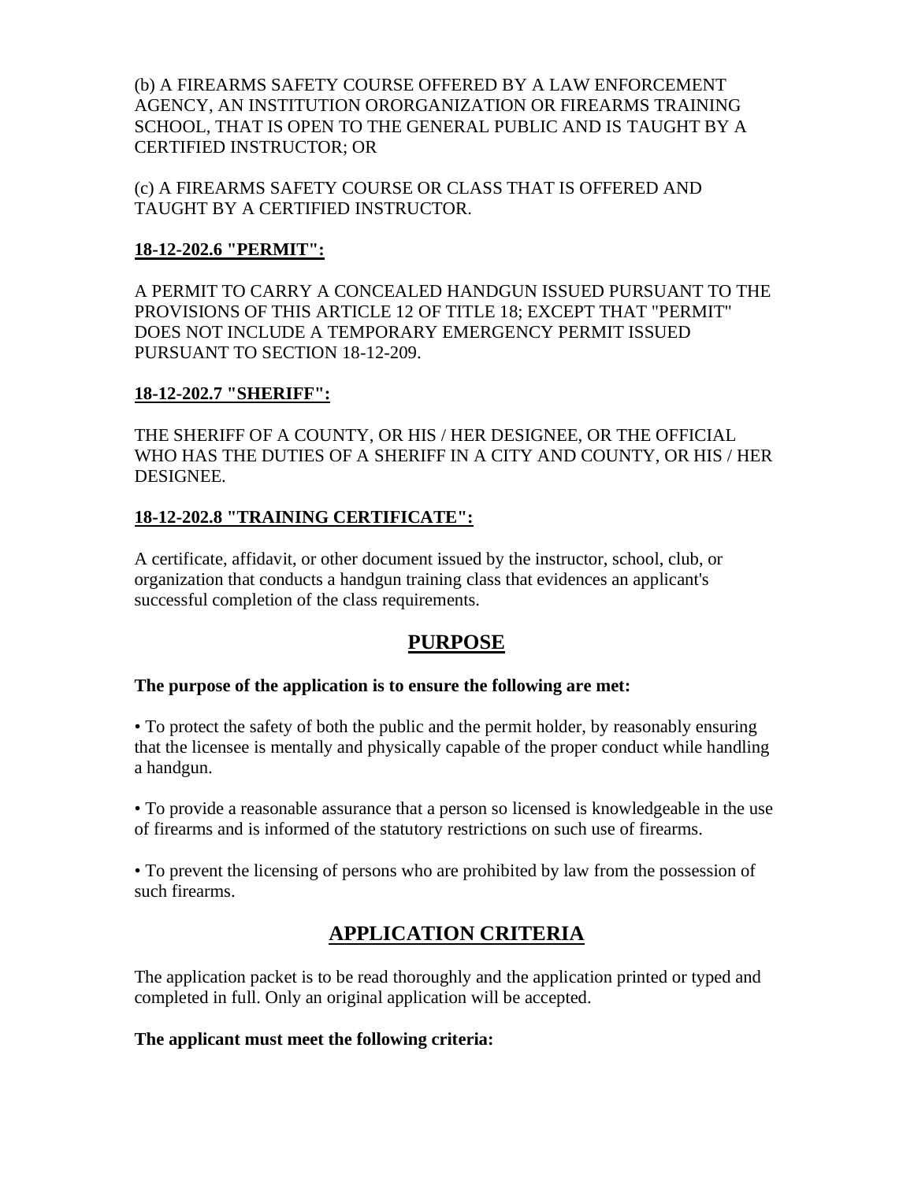(b) A FIREARMS SAFETY COURSE OFFERED BY A LAW ENFORCEMENT AGENCY, AN INSTITUTION ORORGANIZATION OR FIREARMS TRAINING SCHOOL, THAT IS OPEN TO THE GENERAL PUBLIC AND IS TAUGHT BY A CERTIFIED INSTRUCTOR; OR

(c) A FIREARMS SAFETY COURSE OR CLASS THAT IS OFFERED AND TAUGHT BY A CERTIFIED INSTRUCTOR.

**18-12-202.6 "PERMIT":**

A PERMIT TO CARRY A CONCEALED HANDGUN ISSUED PURSUANT TO THE PROVISIONS OF THIS ARTICLE 12 OF TITLE 18; EXCEPT THAT "PERMIT" DOES NOT INCLUDE A TEMPORARY EMERGENCY PERMIT ISSUED PURSUANT TO SECTION 18-12-209.

**18-12-202.7 "SHERIFF":**

THE SHERIFF OF A COUNTY, OR HIS / HER DESIGNEE, OR THE OFFICIAL WHO HAS THE DUTIES OF A SHERIFF IN A CITY AND COUNTY, OR HIS / HER DESIGNEE.

**18-12-202.8 "TRAINING CERTIFICATE":**

A certificate, affidavit, or other document issued by the instructor, school, club, or organization that conducts a handgun training class that evidences an applicant's successful completion of the class requirements.

## PURPOSE

**The purpose of the application is to ensure the following are met:**

• To protect the safety of both the public and the permit holder, by reasonably ensuring that the licensee is mentally and physically capable of the proper conduct while handling a handgun.

• To provide a reasonable assurance that a person so licensed is knowledgeable in the use of firearms and is informed of the statutory restrictions on such use of firearms.

• To prevent the licensing of persons who are prohibited by law from the possession of such firearms.

## APPLICATION CRITERIA

The application packet is to be read thoroughly and the application printed or typed and completed in full. Only an original application will be accepted.

**The applicant must meet the following criteria:**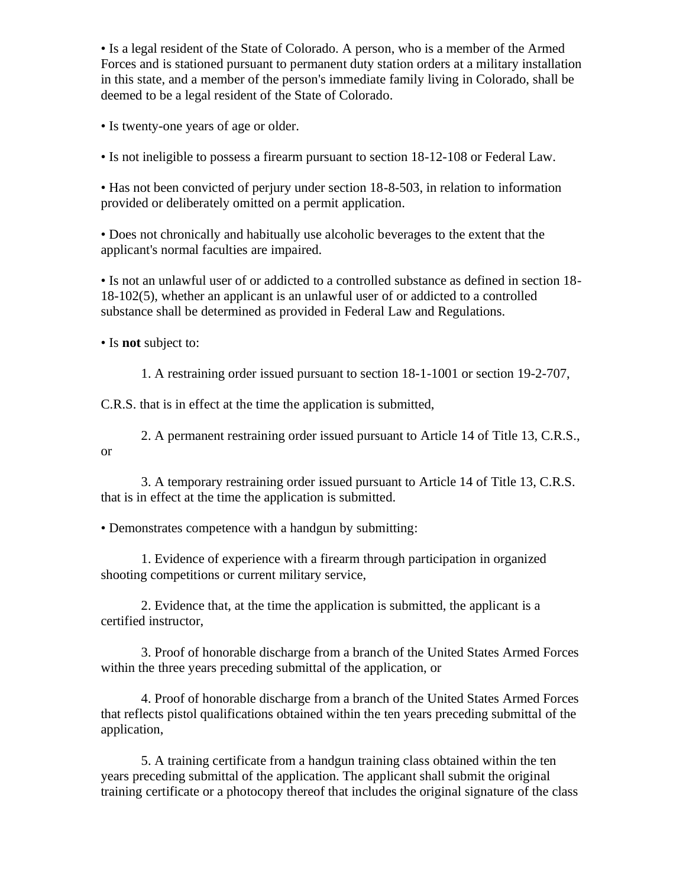• Is a legal resident of the State of Colorado. A person, who is a member of the Armed Forces and is stationed pursuant to permanent duty station orders at a military installation in this state, and a member of the person's immediate family living in Colorado, shall be deemed to be a legal resident of the State of Colorado.

• Is twenty-one years of age or older.

• Is not ineligible to possess a firearm pursuant to section 18-12-108 or Federal Law.

• Has not been convicted of perjury under section 18-8-503, in relation to information provided or deliberately omitted on a permit application.

• Does not chronically and habitually use alcoholic beverages to the extent that the applicant's normal faculties are impaired.

• Is not an unlawful user of or addicted to a controlled substance as defined in section 18-18-102(5), whether an applicant is an unlawful user of or addicted to a controlled substance shall be determined as provided in Federal Law and Regulations.

• Is **not** subject to:

1. A restraining order issued pursuant to section 18-1-1001 or section 19-2-707, C.R.S. that is in effect at the time the application is submitted,

2. A permanent restraining order issued pursuant to Article 14 of Title 13, C.R.S., or

3. A temporary restraining order issued pursuant to Article 14 of Title 13, C.R.S. that is in effect at the time the application is submitted.

• Demonstrates competence with a handgun by submitting:

1. Evidence of experience with a firearm through participation in organized shooting competitions or current military service,

2. Evidence that, at the time the application is submitted, the applicant is a certified instructor,

3. Proof of honorable discharge from a branch of the United States Armed Forces within the three years preceding submittal of the application, or

4. Proof of honorable discharge from a branch of the United States Armed Forces that reflects pistol qualifications obtained within the ten years preceding submittal of the application,

5. A training certificate from a handgun training class obtained within the ten years preceding submittal of the application. The applicant shall submit the original training certificate or a photocopy thereof that includes the original signature of the class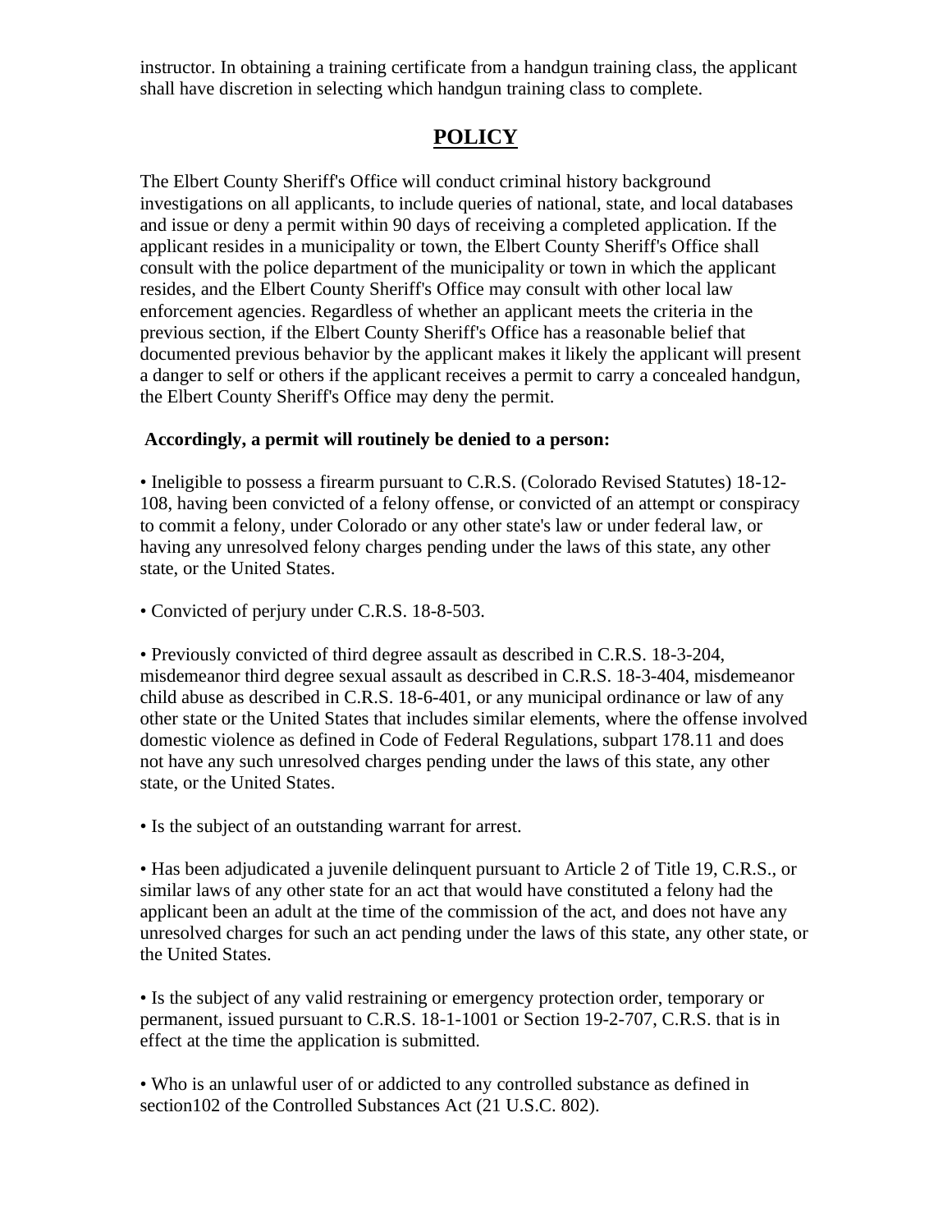instructor. In obtaining a training certificate from a handgun training class, the applicant shall have discretion in selecting which handgun training class to complete.

## POLICY

The Elbert County Sheriff's Office will conduct criminal history background investigations on all applicants, to include queries of national, state, and local databases and issue or deny a permit within 90 days of receiving a completed application. If the applicant resides in a municipality or town, the Elbert County Sheriff's Office shall consult with the police department of the municipality or town in which the applicant resides, and the Elbert County Sheriff's Office may consult with other local law enforcement agencies. Regardless of whether an applicant meets the criteria in the previous section, if the Elbert County Sheriff's Office has a reasonable belief that documented previous behavior by the applicant makes it likely the applicant will present a danger to self or others if the applicant receives a permit to carry a concealed handgun, the Elbert County Sheriff's Office may deny the permit.

**Accordingly, a permit will routinely be denied to a person:**

- Ineligible to possess a firearm pursuant to C.R.S. (Colorado Revised Statutes) 18-12-108, having been convicted of a felony offense, or convicted of an attempt or conspiracy to commit a felony, under Colorado or any other state's law or under federal law, or having any unresolved felony charges pending under the laws of this state, any other state, or the United States.

- Convicted of perjury under C.R.S. 18-8-503.

- Previously convicted of third degree assault as described in C.R.S. 18-3-204, misdemeanor third degree sexual assault as described in C.R.S. 18-3-404, misdemeanor child abuse as described in C.R.S. 18-6-401, or any municipal ordinance or law of any other state or the United States that includes similar elements, where the offense involved domestic violence as defined in Code of Federal Regulations, subpart 178.11 and does not have any such unresolved charges pending under the laws of this state, any other state, or the United States.

- Is the subject of an outstanding warrant for arrest.

- Has been adjudicated a juvenile delinquent pursuant to Article 2 of Title 19, C.R.S., or similar laws of any other state for an act that would have constituted a felony had the applicant been an adult at the time of the commission of the act, and does not have any unresolved charges for such an act pending under the laws of this state, any other state, or the United States.

- Is the subject of any valid restraining or emergency protection order, temporary or permanent, issued pursuant to C.R.S. 18-1-1001 or Section 19-2-707, C.R.S. that is in effect at the time the application is submitted.

- Who is an unlawful user of or addicted to any controlled substance as defined in section102 of the Controlled Substances Act (21 U.S.C. 802).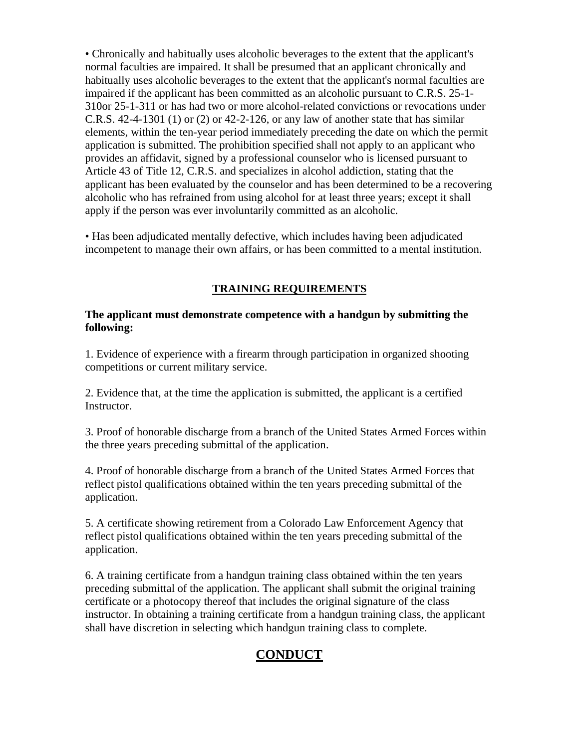• Chronically and habitually uses alcoholic beverages to the extent that the applicant's normal faculties are impaired. It shall be presumed that an applicant chronically and habitually uses alcoholic beverages to the extent that the applicant's normal faculties are impaired if the applicant has been committed as an alcoholic pursuant to C.R.S. 25-1-310or 25-1-311 or has had two or more alcohol-related convictions or revocations under C.R.S. 42-4-1301 (1) or (2) or 42-2-126, or any law of another state that has similar elements, within the ten-year period immediately preceding the date on which the permit application is submitted. The prohibition specified shall not apply to an applicant who provides an affidavit, signed by a professional counselor who is licensed pursuant to Article 43 of Title 12, C.R.S. and specializes in alcohol addiction, stating that the applicant has been evaluated by the counselor and has been determined to be a recovering alcoholic who has refrained from using alcohol for at least three years; except it shall apply if the person was ever involuntarily committed as an alcoholic.

• Has been adjudicated mentally defective, which includes having been adjudicated incompetent to manage their own affairs, or has been committed to a mental institution.

## TRAINING REQUIREMENTS

**The applicant must demonstrate competence with a handgun by submitting the following:**

1. Evidence of experience with a firearm through participation in organized shooting competitions or current military service.

2. Evidence that, at the time the application is submitted, the applicant is a certified Instructor.

3. Proof of honorable discharge from a branch of the United States Armed Forces within the three years preceding submittal of the application.

4. Proof of honorable discharge from a branch of the United States Armed Forces that reflect pistol qualifications obtained within the ten years preceding submittal of the application.

5. A certificate showing retirement from a Colorado Law Enforcement Agency that reflect pistol qualifications obtained within the ten years preceding submittal of the application.

6. A training certificate from a handgun training class obtained within the ten years preceding submittal of the application. The applicant shall submit the original training certificate or a photocopy thereof that includes the original signature of the class instructor. In obtaining a training certificate from a handgun training class, the applicant shall have discretion in selecting which handgun training class to complete.

## CONDUCT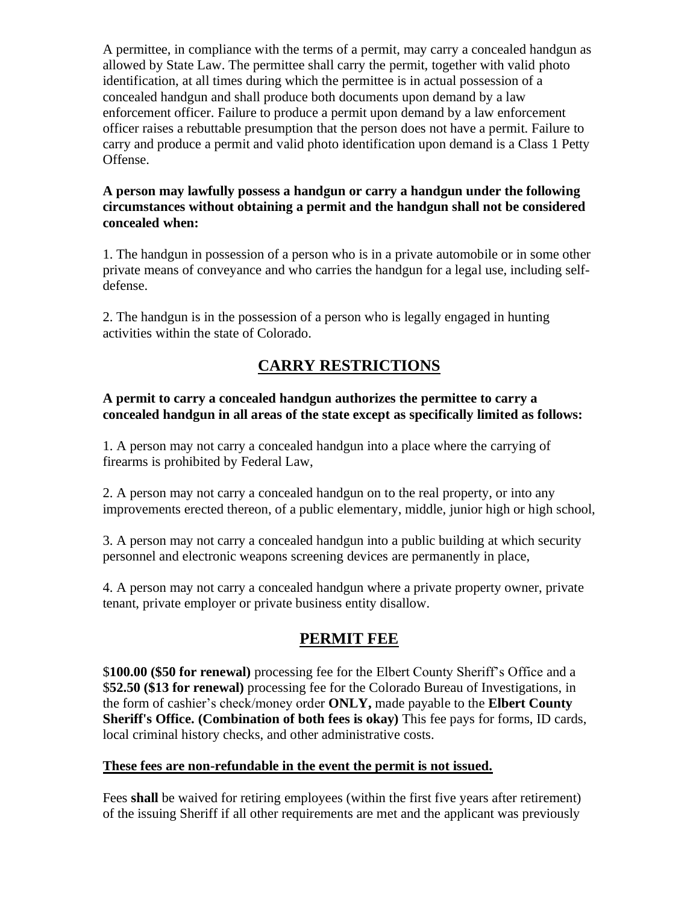A permittee, in compliance with the terms of a permit, may carry a concealed handgun as allowed by State Law. The permittee shall carry the permit, together with valid photo identification, at all times during which the permittee is in actual possession of a concealed handgun and shall produce both documents upon demand by a law enforcement officer. Failure to produce a permit upon demand by a law enforcement officer raises a rebuttable presumption that the person does not have a permit. Failure to carry and produce a permit and valid photo identification upon demand is a Class 1 Petty Offense.

**A person may lawfully possess a handgun or carry a handgun under the following circumstances without obtaining a permit and the handgun shall not be considered concealed when:**

1. The handgun in possession of a person who is in a private automobile or in some other private means of conveyance and who carries the handgun for a legal use, including self-defense.

2. The handgun is in the possession of a person who is legally engaged in hunting activities within the state of Colorado.

## CARRY RESTRICTIONS

**A permit to carry a concealed handgun authorizes the permittee to carry a concealed handgun in all areas of the state except as specifically limited as follows:**

1. A person may not carry a concealed handgun into a place where the carrying of firearms is prohibited by Federal Law,

2. A person may not carry a concealed handgun on to the real property, or into any improvements erected thereon, of a public elementary, middle, junior high or high school,

3. A person may not carry a concealed handgun into a public building at which security personnel and electronic weapons screening devices are permanently in place,

4. A person may not carry a concealed handgun where a private property owner, private tenant, private employer or private business entity disallow.

## PERMIT FEE

$**100.00 ($50 for renewal)** processing fee for the Elbert County Sheriff's Office and a $**52.50 ($13 for renewal)** processing fee for the Colorado Bureau of Investigations, in the form of cashier's check/money order **ONLY,** made payable to the **Elbert County Sheriff's Office. (Combination of both fees is okay)** This fee pays for forms, ID cards, local criminal history checks, and other administrative costs.

**These fees are non-refundable in the event the permit is not issued.**

Fees **shall** be waived for retiring employees (within the first five years after retirement) of the issuing Sheriff if all other requirements are met and the applicant was previously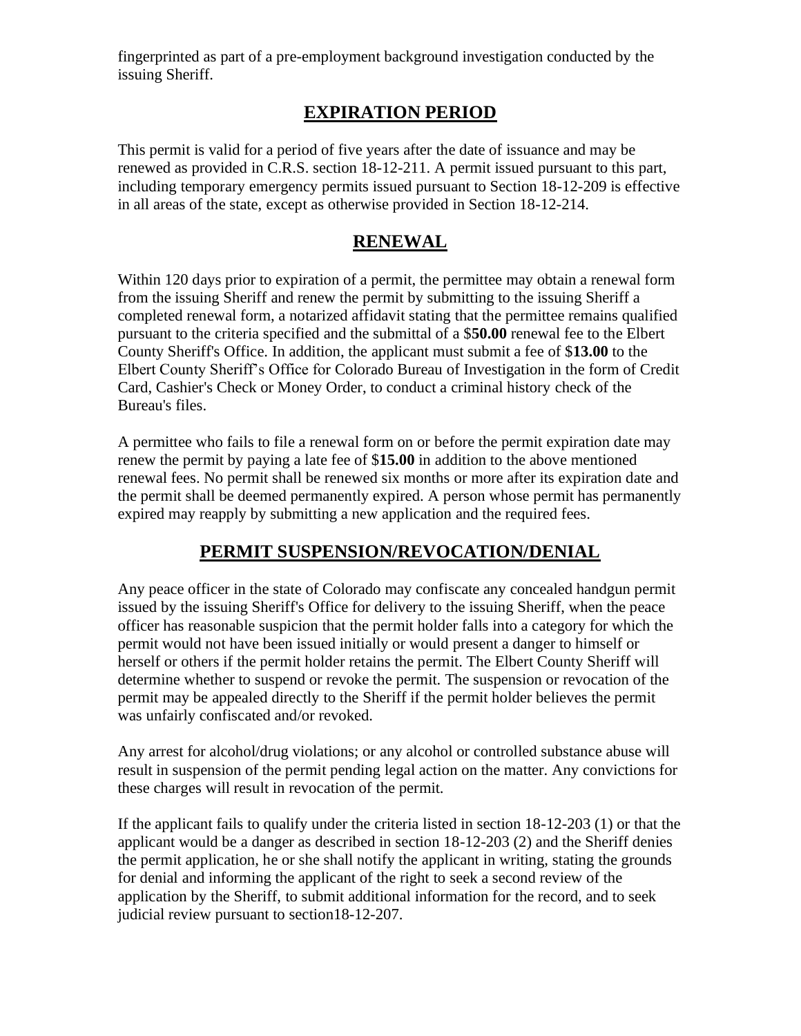fingerprinted as part of a pre-employment background investigation conducted by the issuing Sheriff.

## EXPIRATION PERIOD

This permit is valid for a period of five years after the date of issuance and may be renewed as provided in C.R.S. section 18-12-211. A permit issued pursuant to this part, including temporary emergency permits issued pursuant to Section 18-12-209 is effective in all areas of the state, except as otherwise provided in Section 18-12-214.

## RENEWAL

Within 120 days prior to expiration of a permit, the permittee may obtain a renewal form from the issuing Sheriff and renew the permit by submitting to the issuing Sheriff a completed renewal form, a notarized affidavit stating that the permittee remains qualified pursuant to the criteria specified and the submittal of a $**50.00** renewal fee to the Elbert County Sheriff's Office. In addition, the applicant must submit a fee of $**13.00** to the Elbert County Sheriff's Office for Colorado Bureau of Investigation in the form of Credit Card, Cashier's Check or Money Order, to conduct a criminal history check of the Bureau's files.

A permittee who fails to file a renewal form on or before the permit expiration date may renew the permit by paying a late fee of $**15.00** in addition to the above mentioned renewal fees. No permit shall be renewed six months or more after its expiration date and the permit shall be deemed permanently expired. A person whose permit has permanently expired may reapply by submitting a new application and the required fees.

## PERMIT SUSPENSION/REVOCATION/DENIAL

Any peace officer in the state of Colorado may confiscate any concealed handgun permit issued by the issuing Sheriff's Office for delivery to the issuing Sheriff, when the peace officer has reasonable suspicion that the permit holder falls into a category for which the permit would not have been issued initially or would present a danger to himself or herself or others if the permit holder retains the permit. The Elbert County Sheriff will determine whether to suspend or revoke the permit. The suspension or revocation of the permit may be appealed directly to the Sheriff if the permit holder believes the permit was unfairly confiscated and/or revoked.

Any arrest for alcohol/drug violations; or any alcohol or controlled substance abuse will result in suspension of the permit pending legal action on the matter. Any convictions for these charges will result in revocation of the permit.

If the applicant fails to qualify under the criteria listed in section 18-12-203 (1) or that the applicant would be a danger as described in section 18-12-203 (2) and the Sheriff denies the permit application, he or she shall notify the applicant in writing, stating the grounds for denial and informing the applicant of the right to seek a second review of the application by the Sheriff, to submit additional information for the record, and to seek judicial review pursuant to section18-12-207.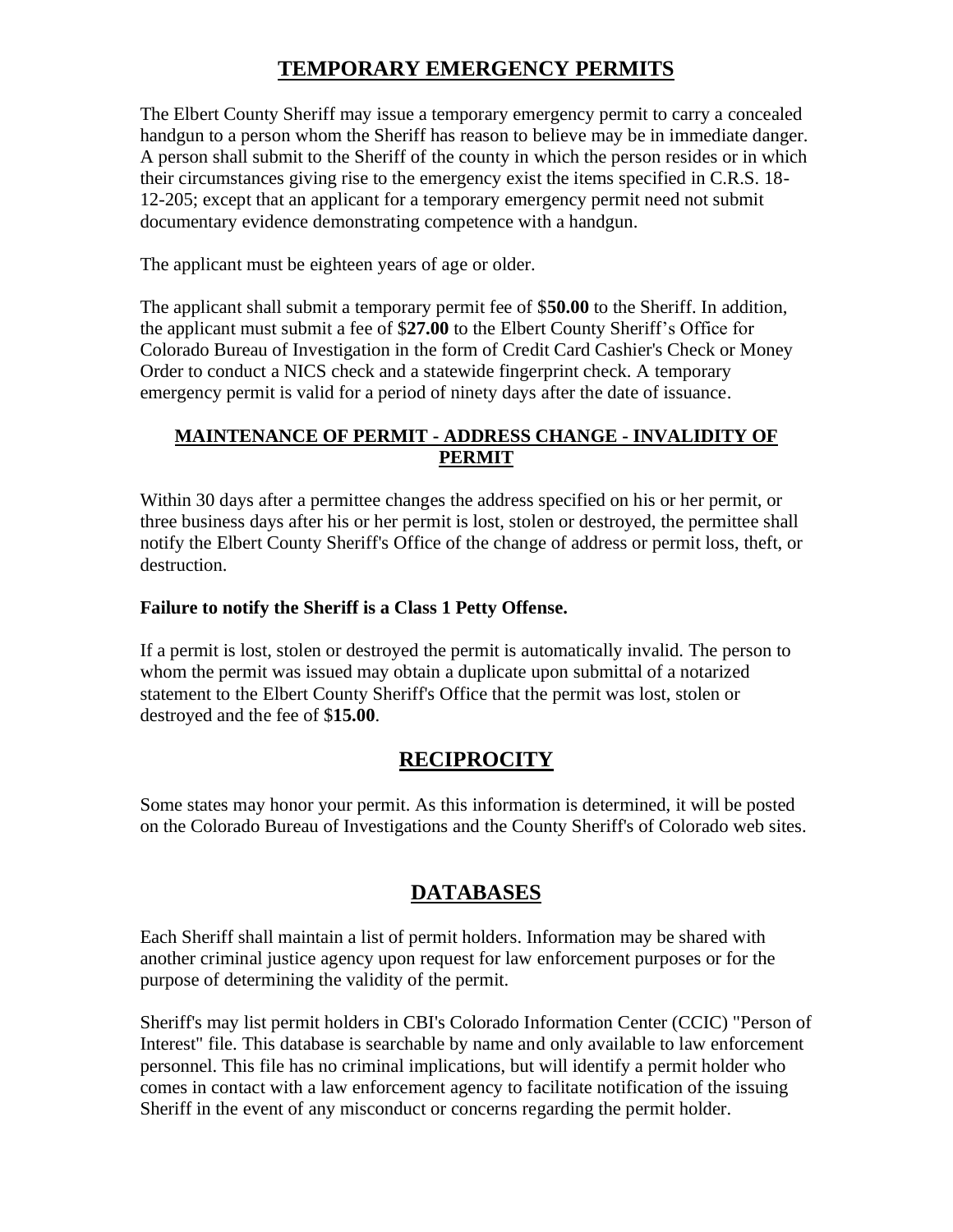## TEMPORARY EMERGENCY PERMITS

The Elbert County Sheriff may issue a temporary emergency permit to carry a concealed handgun to a person whom the Sheriff has reason to believe may be in immediate danger. A person shall submit to the Sheriff of the county in which the person resides or in which their circumstances giving rise to the emergency exist the items specified in C.R.S. 18-12-205; except that an applicant for a temporary emergency permit need not submit documentary evidence demonstrating competence with a handgun.

The applicant must be eighteen years of age or older.

The applicant shall submit a temporary permit fee of $**50.00** to the Sheriff. In addition, the applicant must submit a fee of $**27.00** to the Elbert County Sheriff's Office for Colorado Bureau of Investigation in the form of Credit Card Cashier's Check or Money Order to conduct a NICS check and a statewide fingerprint check. A temporary emergency permit is valid for a period of ninety days after the date of issuance.

### MAINTENANCE OF PERMIT - ADDRESS CHANGE - INVALIDITY OF PERMIT

Within 30 days after a permittee changes the address specified on his or her permit, or three business days after his or her permit is lost, stolen or destroyed, the permittee shall notify the Elbert County Sheriff's Office of the change of address or permit loss, theft, or destruction.

**Failure to notify the Sheriff is a Class 1 Petty Offense.**

If a permit is lost, stolen or destroyed the permit is automatically invalid. The person to whom the permit was issued may obtain a duplicate upon submittal of a notarized statement to the Elbert County Sheriff's Office that the permit was lost, stolen or destroyed and the fee of $**15.00**.

## RECIPROCITY

Some states may honor your permit. As this information is determined, it will be posted on the Colorado Bureau of Investigations and the County Sheriff's of Colorado web sites.

## DATABASES

Each Sheriff shall maintain a list of permit holders. Information may be shared with another criminal justice agency upon request for law enforcement purposes or for the purpose of determining the validity of the permit.

Sheriff's may list permit holders in CBI's Colorado Information Center (CCIC) "Person of Interest" file. This database is searchable by name and only available to law enforcement personnel. This file has no criminal implications, but will identify a permit holder who comes in contact with a law enforcement agency to facilitate notification of the issuing Sheriff in the event of any misconduct or concerns regarding the permit holder.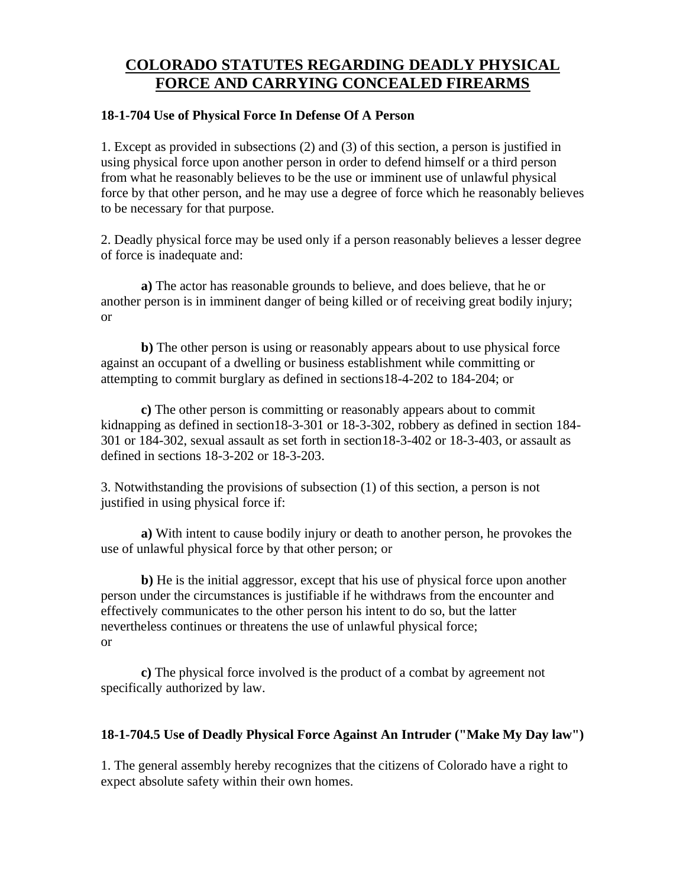# COLORADO STATUTES REGARDING DEADLY PHYSICAL FORCE AND CARRYING CONCEALED FIREARMS

### 18-1-704 Use of Physical Force In Defense Of A Person

1. Except as provided in subsections (2) and (3) of this section, a person is justified in using physical force upon another person in order to defend himself or a third person from what he reasonably believes to be the use or imminent use of unlawful physical force by that other person, and he may use a degree of force which he reasonably believes to be necessary for that purpose.

2. Deadly physical force may be used only if a person reasonably believes a lesser degree of force is inadequate and:

   **a)** The actor has reasonable grounds to believe, and does believe, that he or another person is in imminent danger of being killed or of receiving great bodily injury; or

   **b)** The other person is using or reasonably appears about to use physical force against an occupant of a dwelling or business establishment while committing or attempting to commit burglary as defined in sections18-4-202 to 184-204; or

   **c)** The other person is committing or reasonably appears about to commit kidnapping as defined in section18-3-301 or 18-3-302, robbery as defined in section 184-301 or 184-302, sexual assault as set forth in section18-3-402 or 18-3-403, or assault as defined in sections 18-3-202 or 18-3-203.

3. Notwithstanding the provisions of subsection (1) of this section, a person is not justified in using physical force if:

   **a)** With intent to cause bodily injury or death to another person, he provokes the use of unlawful physical force by that other person; or

   **b)** He is the initial aggressor, except that his use of physical force upon another person under the circumstances is justifiable if he withdraws from the encounter and effectively communicates to the other person his intent to do so, but the latter nevertheless continues or threatens the use of unlawful physical force; or

   **c)** The physical force involved is the product of a combat by agreement not specifically authorized by law.

### 18-1-704.5 Use of Deadly Physical Force Against An Intruder ("Make My Day law")

1. The general assembly hereby recognizes that the citizens of Colorado have a right to expect absolute safety within their own homes.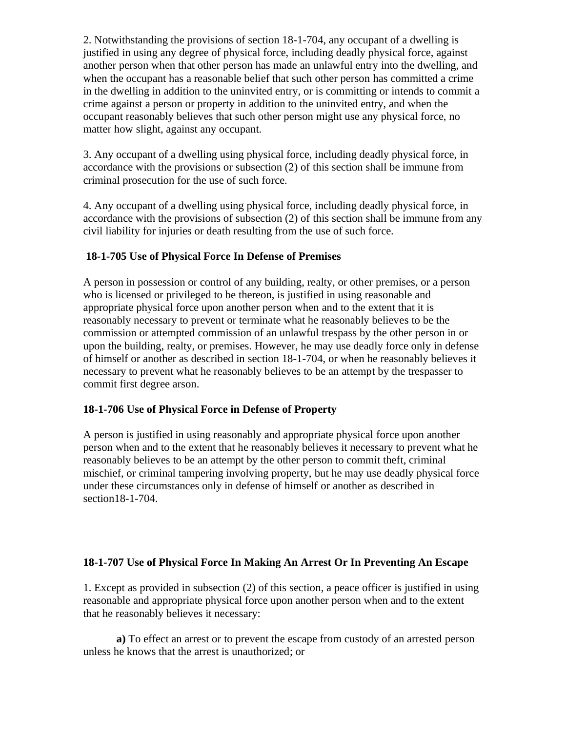2. Notwithstanding the provisions of section 18-1-704, any occupant of a dwelling is justified in using any degree of physical force, including deadly physical force, against another person when that other person has made an unlawful entry into the dwelling, and when the occupant has a reasonable belief that such other person has committed a crime in the dwelling in addition to the uninvited entry, or is committing or intends to commit a crime against a person or property in addition to the uninvited entry, and when the occupant reasonably believes that such other person might use any physical force, no matter how slight, against any occupant.

3. Any occupant of a dwelling using physical force, including deadly physical force, in accordance with the provisions or subsection (2) of this section shall be immune from criminal prosecution for the use of such force.

4. Any occupant of a dwelling using physical force, including deadly physical force, in accordance with the provisions of subsection (2) of this section shall be immune from any civil liability for injuries or death resulting from the use of such force.

**18-1-705 Use of Physical Force In Defense of Premises**

A person in possession or control of any building, realty, or other premises, or a person who is licensed or privileged to be thereon, is justified in using reasonable and appropriate physical force upon another person when and to the extent that it is reasonably necessary to prevent or terminate what he reasonably believes to be the commission or attempted commission of an unlawful trespass by the other person in or upon the building, realty, or premises. However, he may use deadly force only in defense of himself or another as described in section 18-1-704, or when he reasonably believes it necessary to prevent what he reasonably believes to be an attempt by the trespasser to commit first degree arson.

**18-1-706 Use of Physical Force in Defense of Property**

A person is justified in using reasonably and appropriate physical force upon another person when and to the extent that he reasonably believes it necessary to prevent what he reasonably believes to be an attempt by the other person to commit theft, criminal mischief, or criminal tampering involving property, but he may use deadly physical force under these circumstances only in defense of himself or another as described in section18-1-704.

**18-1-707 Use of Physical Force In Making An Arrest Or In Preventing An Escape**

1. Except as provided in subsection (2) of this section, a peace officer is justified in using reasonable and appropriate physical force upon another person when and to the extent that he reasonably believes it necessary:

**a)** To effect an arrest or to prevent the escape from custody of an arrested person unless he knows that the arrest is unauthorized; or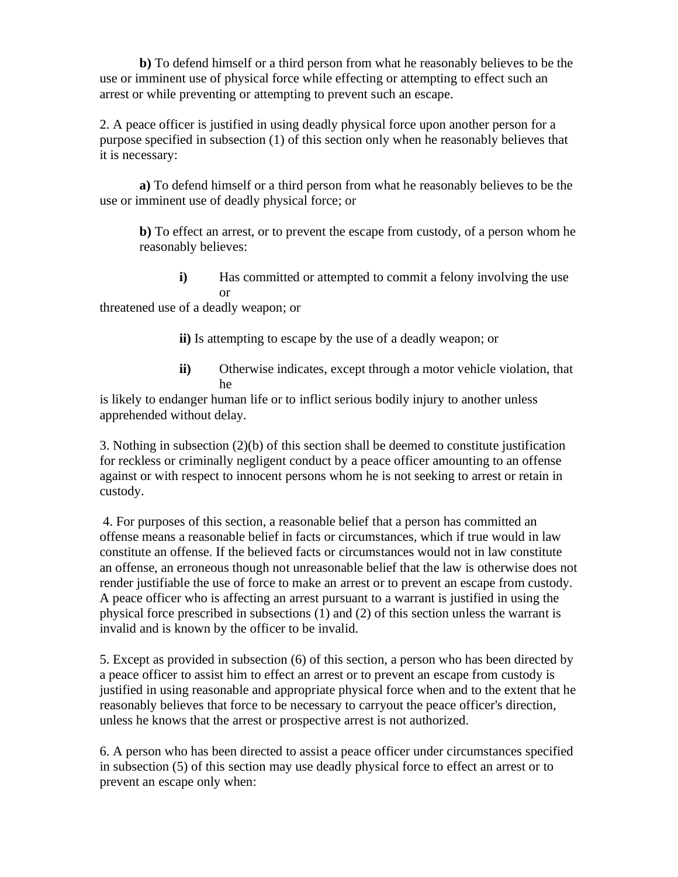**b)** To defend himself or a third person from what he reasonably believes to be the use or imminent use of physical force while effecting or attempting to effect such an arrest or while preventing or attempting to prevent such an escape.

2. A peace officer is justified in using deadly physical force upon another person for a purpose specified in subsection (1) of this section only when he reasonably believes that it is necessary:

**a)** To defend himself or a third person from what he reasonably believes to be the use or imminent use of deadly physical force; or

**b)** To effect an arrest, or to prevent the escape from custody, of a person whom he reasonably believes:

**i)** Has committed or attempted to commit a felony involving the use or threatened use of a deadly weapon; or

**ii)** Is attempting to escape by the use of a deadly weapon; or

**ii)** Otherwise indicates, except through a motor vehicle violation, that he is likely to endanger human life or to inflict serious bodily injury to another unless apprehended without delay.

3. Nothing in subsection (2)(b) of this section shall be deemed to constitute justification for reckless or criminally negligent conduct by a peace officer amounting to an offense against or with respect to innocent persons whom he is not seeking to arrest or retain in custody.

4. For purposes of this section, a reasonable belief that a person has committed an offense means a reasonable belief in facts or circumstances, which if true would in law constitute an offense. If the believed facts or circumstances would not in law constitute an offense, an erroneous though not unreasonable belief that the law is otherwise does not render justifiable the use of force to make an arrest or to prevent an escape from custody. A peace officer who is affecting an arrest pursuant to a warrant is justified in using the physical force prescribed in subsections (1) and (2) of this section unless the warrant is invalid and is known by the officer to be invalid.

5. Except as provided in subsection (6) of this section, a person who has been directed by a peace officer to assist him to effect an arrest or to prevent an escape from custody is justified in using reasonable and appropriate physical force when and to the extent that he reasonably believes that force to be necessary to carryout the peace officer's direction, unless he knows that the arrest or prospective arrest is not authorized.

6. A person who has been directed to assist a peace officer under circumstances specified in subsection (5) of this section may use deadly physical force to effect an arrest or to prevent an escape only when: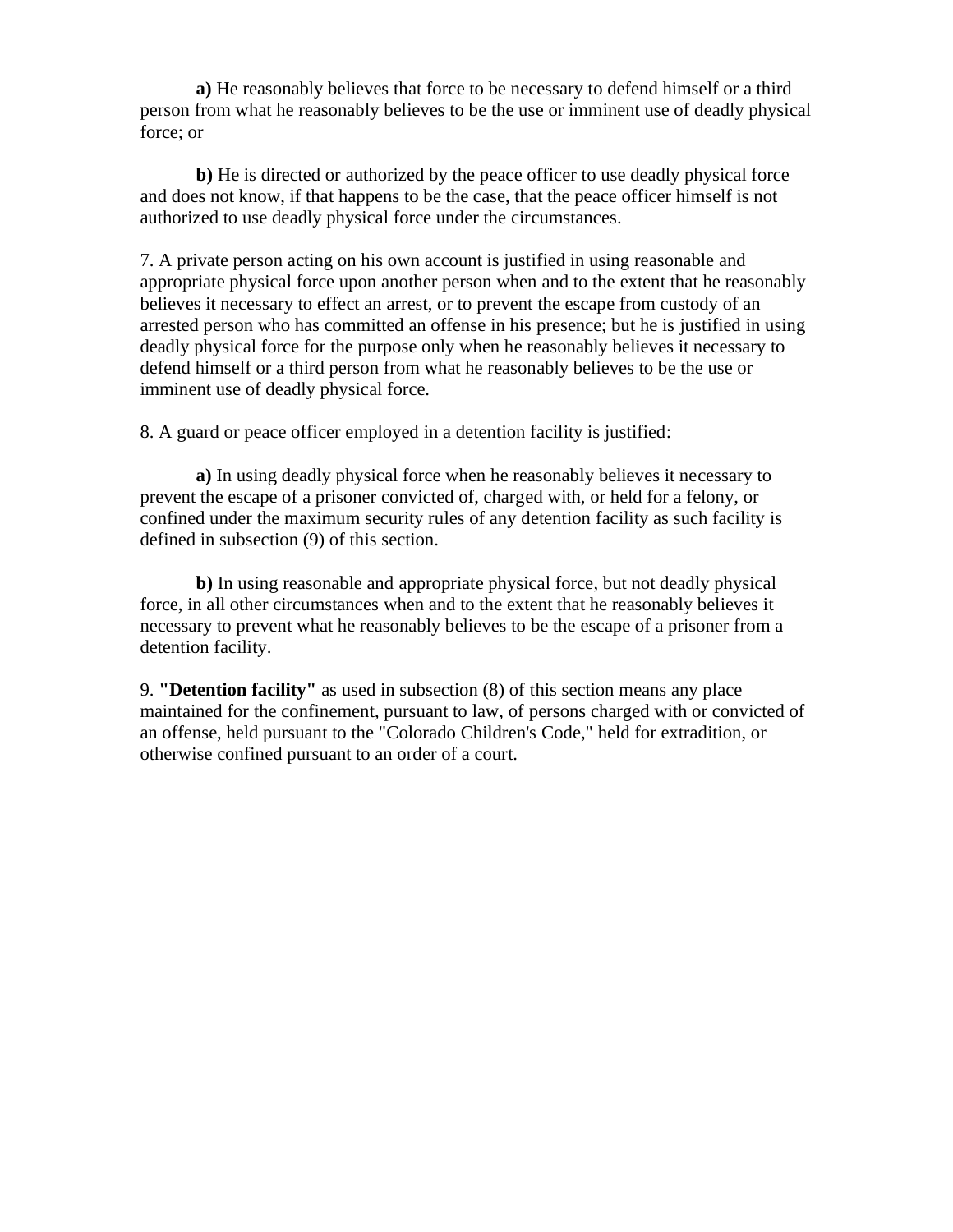**a)** He reasonably believes that force to be necessary to defend himself or a third person from what he reasonably believes to be the use or imminent use of deadly physical force; or

**b)** He is directed or authorized by the peace officer to use deadly physical force and does not know, if that happens to be the case, that the peace officer himself is not authorized to use deadly physical force under the circumstances.

7. A private person acting on his own account is justified in using reasonable and appropriate physical force upon another person when and to the extent that he reasonably believes it necessary to effect an arrest, or to prevent the escape from custody of an arrested person who has committed an offense in his presence; but he is justified in using deadly physical force for the purpose only when he reasonably believes it necessary to defend himself or a third person from what he reasonably believes to be the use or imminent use of deadly physical force.

8. A guard or peace officer employed in a detention facility is justified:

**a)** In using deadly physical force when he reasonably believes it necessary to prevent the escape of a prisoner convicted of, charged with, or held for a felony, or confined under the maximum security rules of any detention facility as such facility is defined in subsection (9) of this section.

**b)** In using reasonable and appropriate physical force, but not deadly physical force, in all other circumstances when and to the extent that he reasonably believes it necessary to prevent what he reasonably believes to be the escape of a prisoner from a detention facility.

9. **"Detention facility"** as used in subsection (8) of this section means any place maintained for the confinement, pursuant to law, of persons charged with or convicted of an offense, held pursuant to the "Colorado Children's Code," held for extradition, or otherwise confined pursuant to an order of a court.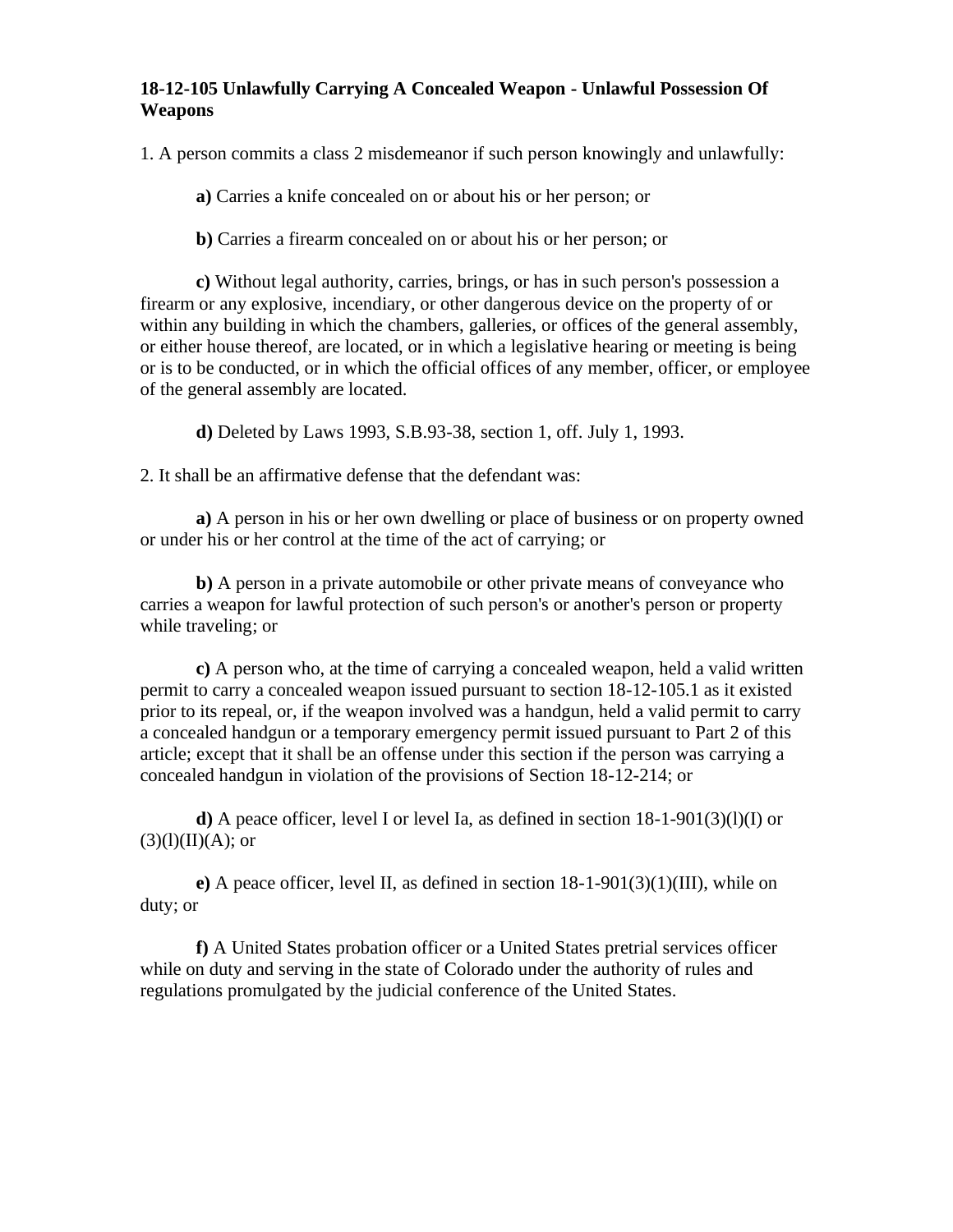**18-12-105 Unlawfully Carrying A Concealed Weapon - Unlawful Possession Of Weapons**

1. A person commits a class 2 misdemeanor if such person knowingly and unlawfully:

   **a)** Carries a knife concealed on or about his or her person; or

   **b)** Carries a firearm concealed on or about his or her person; or

   **c)** Without legal authority, carries, brings, or has in such person's possession a firearm or any explosive, incendiary, or other dangerous device on the property of or within any building in which the chambers, galleries, or offices of the general assembly, or either house thereof, are located, or in which a legislative hearing or meeting is being or is to be conducted, or in which the official offices of any member, officer, or employee of the general assembly are located.

   **d)** Deleted by Laws 1993, S.B.93-38, section 1, off. July 1, 1993.

2. It shall be an affirmative defense that the defendant was:

   **a)** A person in his or her own dwelling or place of business or on property owned or under his or her control at the time of the act of carrying; or

   **b)** A person in a private automobile or other private means of conveyance who carries a weapon for lawful protection of such person's or another's person or property while traveling; or

   **c)** A person who, at the time of carrying a concealed weapon, held a valid written permit to carry a concealed weapon issued pursuant to section 18-12-105.1 as it existed prior to its repeal, or, if the weapon involved was a handgun, held a valid permit to carry a concealed handgun or a temporary emergency permit issued pursuant to Part 2 of this article; except that it shall be an offense under this section if the person was carrying a concealed handgun in violation of the provisions of Section 18-12-214; or

   **d)** A peace officer, level I or level Ia, as defined in section 18-1-901(3)(l)(I) or (3)(l)(II)(A); or

   **e)** A peace officer, level II, as defined in section 18-1-901(3)(1)(III), while on duty; or

   **f)** A United States probation officer or a United States pretrial services officer while on duty and serving in the state of Colorado under the authority of rules and regulations promulgated by the judicial conference of the United States.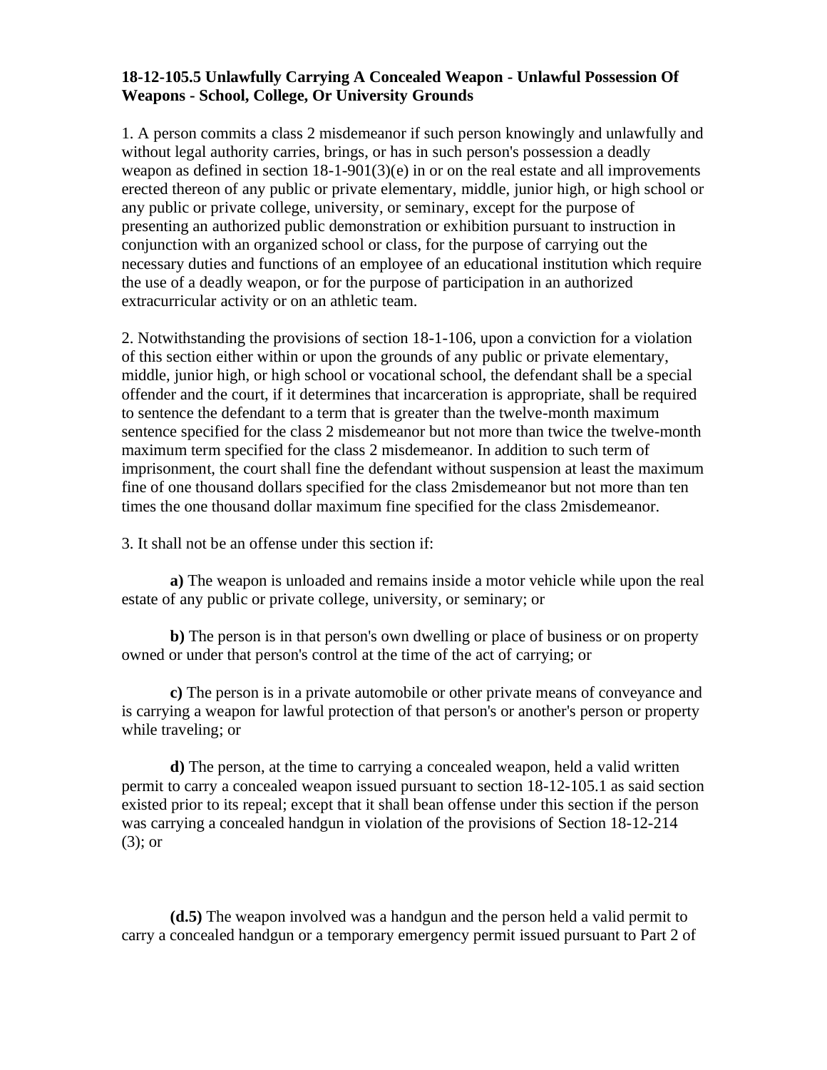**18-12-105.5 Unlawfully Carrying A Concealed Weapon - Unlawful Possession Of Weapons - School, College, Or University Grounds**

1. A person commits a class 2 misdemeanor if such person knowingly and unlawfully and without legal authority carries, brings, or has in such person's possession a deadly weapon as defined in section 18-1-901(3)(e) in or on the real estate and all improvements erected thereon of any public or private elementary, middle, junior high, or high school or any public or private college, university, or seminary, except for the purpose of presenting an authorized public demonstration or exhibition pursuant to instruction in conjunction with an organized school or class, for the purpose of carrying out the necessary duties and functions of an employee of an educational institution which require the use of a deadly weapon, or for the purpose of participation in an authorized extracurricular activity or on an athletic team.

2. Notwithstanding the provisions of section 18-1-106, upon a conviction for a violation of this section either within or upon the grounds of any public or private elementary, middle, junior high, or high school or vocational school, the defendant shall be a special offender and the court, if it determines that incarceration is appropriate, shall be required to sentence the defendant to a term that is greater than the twelve-month maximum sentence specified for the class 2 misdemeanor but not more than twice the twelve-month maximum term specified for the class 2 misdemeanor. In addition to such term of imprisonment, the court shall fine the defendant without suspension at least the maximum fine of one thousand dollars specified for the class 2misdemeanor but not more than ten times the one thousand dollar maximum fine specified for the class 2misdemeanor.

3. It shall not be an offense under this section if:

**a)** The weapon is unloaded and remains inside a motor vehicle while upon the real estate of any public or private college, university, or seminary; or

**b)** The person is in that person's own dwelling or place of business or on property owned or under that person's control at the time of the act of carrying; or

**c)** The person is in a private automobile or other private means of conveyance and is carrying a weapon for lawful protection of that person's or another's person or property while traveling; or

**d)** The person, at the time to carrying a concealed weapon, held a valid written permit to carry a concealed weapon issued pursuant to section 18-12-105.1 as said section existed prior to its repeal; except that it shall bean offense under this section if the person was carrying a concealed handgun in violation of the provisions of Section 18-12-214 (3); or

**(d.5)** The weapon involved was a handgun and the person held a valid permit to carry a concealed handgun or a temporary emergency permit issued pursuant to Part 2 of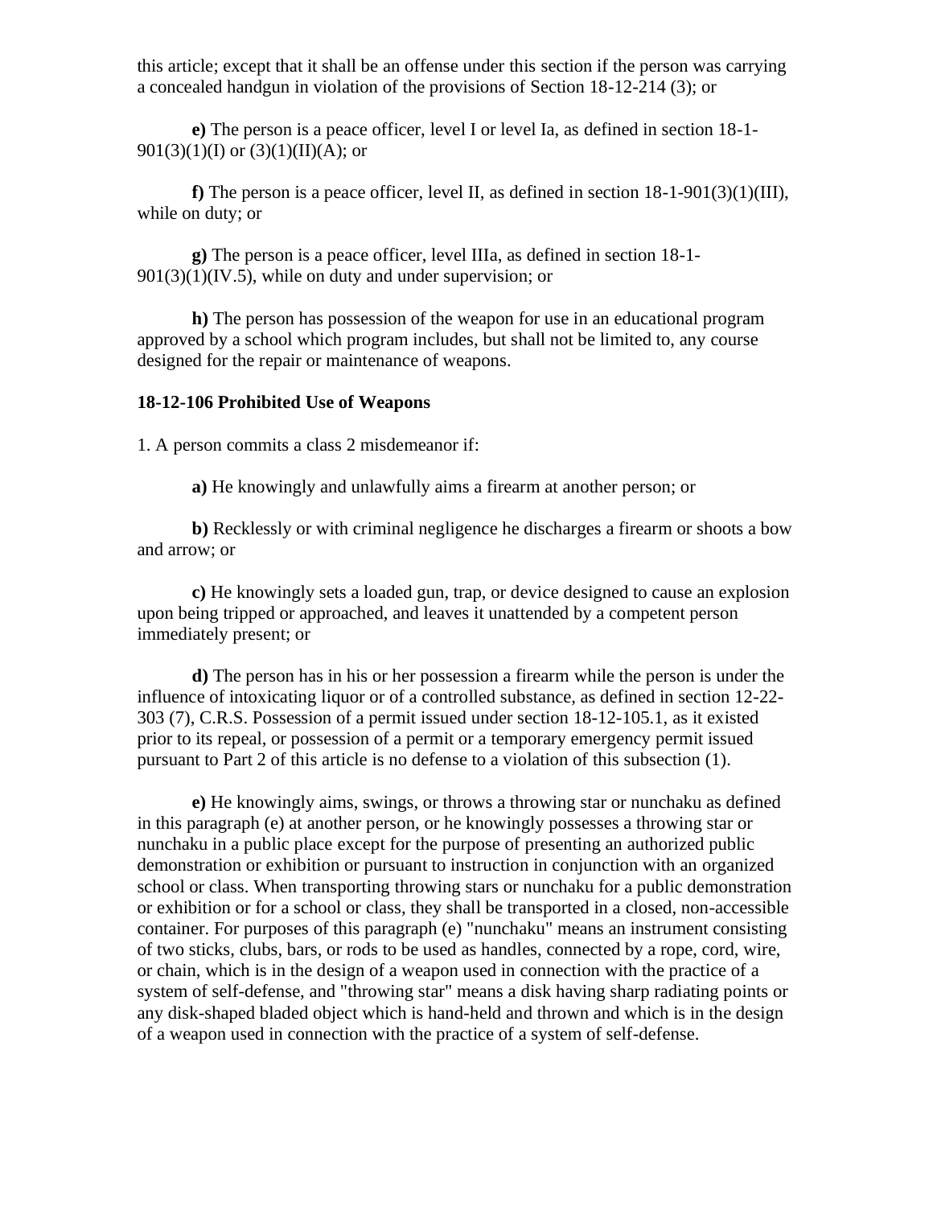this article; except that it shall be an offense under this section if the person was carrying a concealed handgun in violation of the provisions of Section 18-12-214 (3); or

**e)** The person is a peace officer, level I or level Ia, as defined in section 18-1-901(3)(1)(I) or (3)(1)(II)(A); or

**f)** The person is a peace officer, level II, as defined in section 18-1-901(3)(1)(III), while on duty; or

**g)** The person is a peace officer, level IIIa, as defined in section 18-1-901(3)(1)(IV.5), while on duty and under supervision; or

**h)** The person has possession of the weapon for use in an educational program approved by a school which program includes, but shall not be limited to, any course designed for the repair or maintenance of weapons.

**18-12-106 Prohibited Use of Weapons**

1. A person commits a class 2 misdemeanor if:

**a)** He knowingly and unlawfully aims a firearm at another person; or

**b)** Recklessly or with criminal negligence he discharges a firearm or shoots a bow and arrow; or

**c)** He knowingly sets a loaded gun, trap, or device designed to cause an explosion upon being tripped or approached, and leaves it unattended by a competent person immediately present; or

**d)** The person has in his or her possession a firearm while the person is under the influence of intoxicating liquor or of a controlled substance, as defined in section 12-22-303 (7), C.R.S. Possession of a permit issued under section 18-12-105.1, as it existed prior to its repeal, or possession of a permit or a temporary emergency permit issued pursuant to Part 2 of this article is no defense to a violation of this subsection (1).

**e)** He knowingly aims, swings, or throws a throwing star or nunchaku as defined in this paragraph (e) at another person, or he knowingly possesses a throwing star or nunchaku in a public place except for the purpose of presenting an authorized public demonstration or exhibition or pursuant to instruction in conjunction with an organized school or class. When transporting throwing stars or nunchaku for a public demonstration or exhibition or for a school or class, they shall be transported in a closed, non-accessible container. For purposes of this paragraph (e) "nunchaku" means an instrument consisting of two sticks, clubs, bars, or rods to be used as handles, connected by a rope, cord, wire, or chain, which is in the design of a weapon used in connection with the practice of a system of self-defense, and "throwing star" means a disk having sharp radiating points or any disk-shaped bladed object which is hand-held and thrown and which is in the design of a weapon used in connection with the practice of a system of self-defense.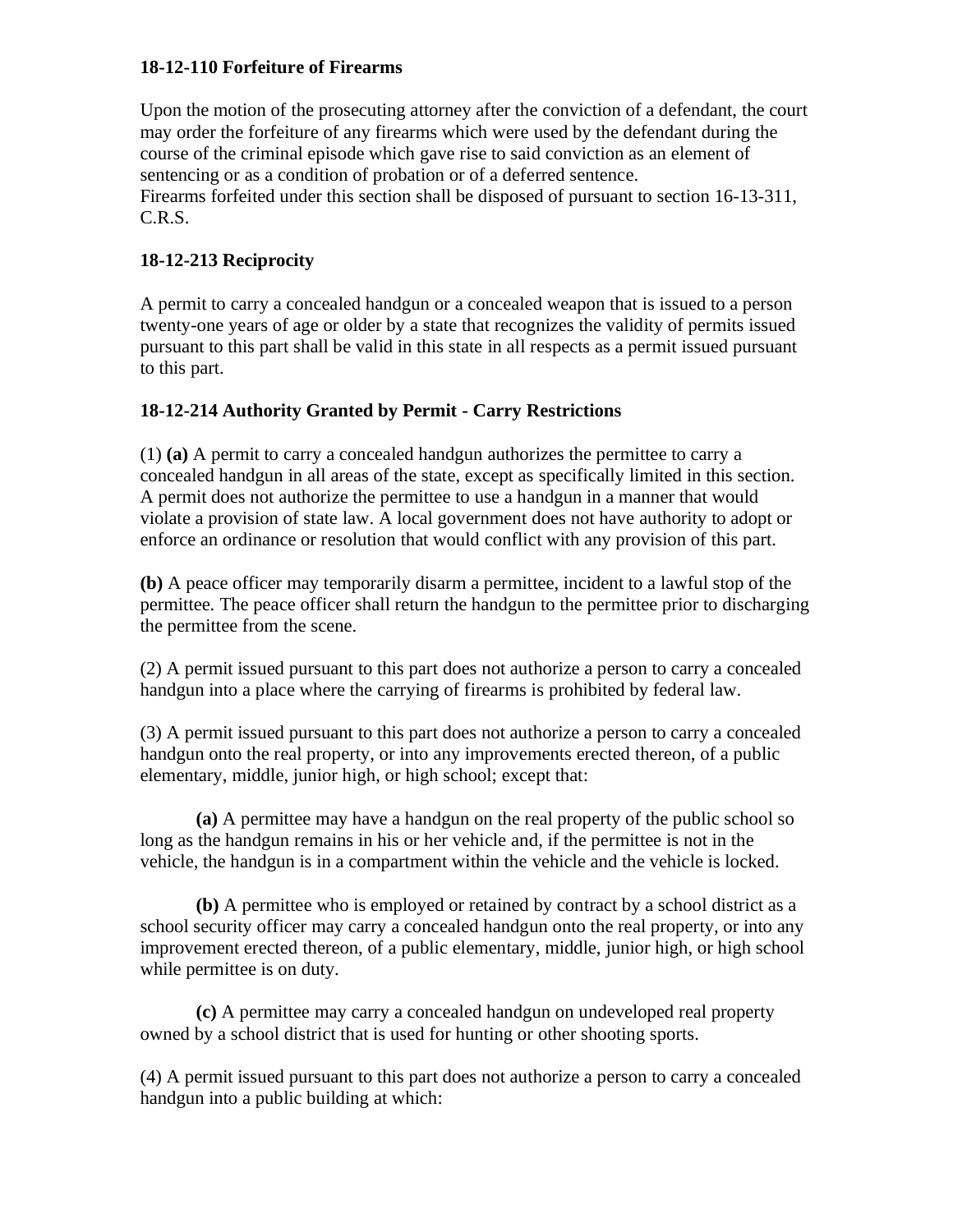**18-12-110 Forfeiture of Firearms**

Upon the motion of the prosecuting attorney after the conviction of a defendant, the court may order the forfeiture of any firearms which were used by the defendant during the course of the criminal episode which gave rise to said conviction as an element of sentencing or as a condition of probation or of a deferred sentence.
Firearms forfeited under this section shall be disposed of pursuant to section 16-13-311, C.R.S.

**18-12-213 Reciprocity**

A permit to carry a concealed handgun or a concealed weapon that is issued to a person twenty-one years of age or older by a state that recognizes the validity of permits issued pursuant to this part shall be valid in this state in all respects as a permit issued pursuant to this part.

**18-12-214 Authority Granted by Permit - Carry Restrictions**

(1) **(a)** A permit to carry a concealed handgun authorizes the permittee to carry a concealed handgun in all areas of the state, except as specifically limited in this section. A permit does not authorize the permittee to use a handgun in a manner that would violate a provision of state law. A local government does not have authority to adopt or enforce an ordinance or resolution that would conflict with any provision of this part.

**(b)** A peace officer may temporarily disarm a permittee, incident to a lawful stop of the permittee. The peace officer shall return the handgun to the permittee prior to discharging the permittee from the scene.

(2) A permit issued pursuant to this part does not authorize a person to carry a concealed handgun into a place where the carrying of firearms is prohibited by federal law.

(3) A permit issued pursuant to this part does not authorize a person to carry a concealed handgun onto the real property, or into any improvements erected thereon, of a public elementary, middle, junior high, or high school; except that:

> **(a)** A permittee may have a handgun on the real property of the public school so long as the handgun remains in his or her vehicle and, if the permittee is not in the vehicle, the handgun is in a compartment within the vehicle and the vehicle is locked.
>
> **(b)** A permittee who is employed or retained by contract by a school district as a school security officer may carry a concealed handgun onto the real property, or into any improvement erected thereon, of a public elementary, middle, junior high, or high school while permittee is on duty.
>
> **(c)** A permittee may carry a concealed handgun on undeveloped real property owned by a school district that is used for hunting or other shooting sports.

(4) A permit issued pursuant to this part does not authorize a person to carry a concealed handgun into a public building at which: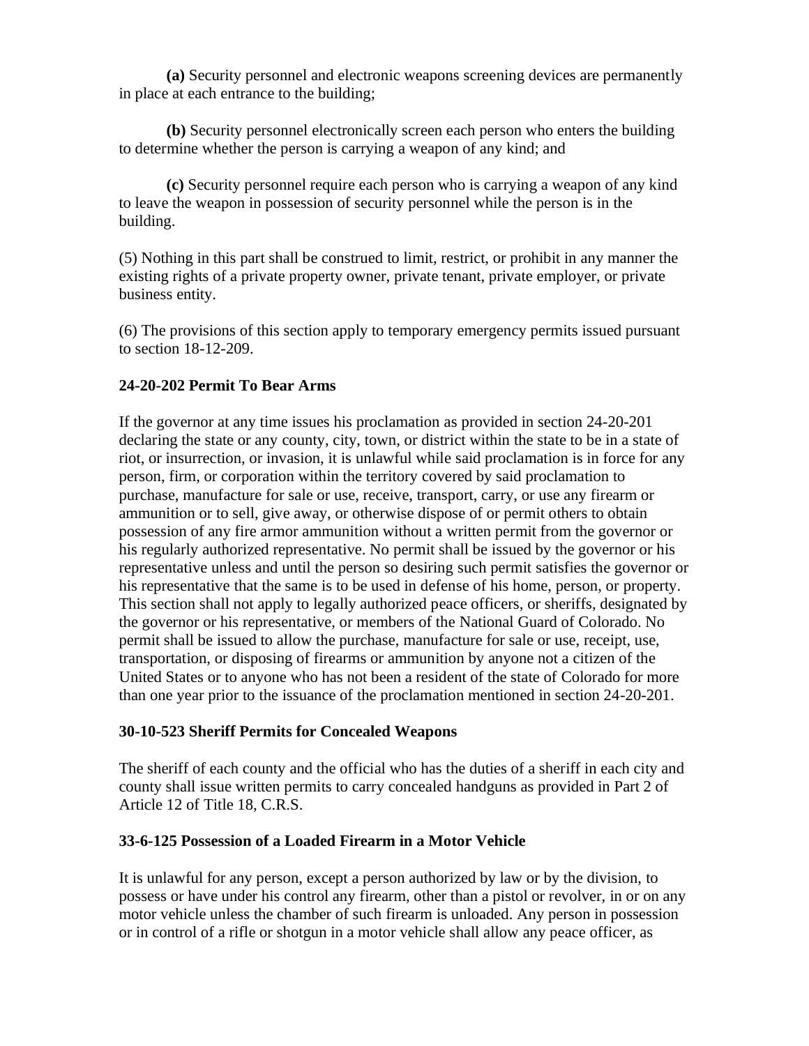**(a)** Security personnel and electronic weapons screening devices are permanently in place at each entrance to the building;

**(b)** Security personnel electronically screen each person who enters the building to determine whether the person is carrying a weapon of any kind; and

**(c)** Security personnel require each person who is carrying a weapon of any kind to leave the weapon in possession of security personnel while the person is in the building.

(5) Nothing in this part shall be construed to limit, restrict, or prohibit in any manner the existing rights of a private property owner, private tenant, private employer, or private business entity.

(6) The provisions of this section apply to temporary emergency permits issued pursuant to section 18-12-209.

**24-20-202 Permit To Bear Arms**

If the governor at any time issues his proclamation as provided in section 24-20-201 declaring the state or any county, city, town, or district within the state to be in a state of riot, or insurrection, or invasion, it is unlawful while said proclamation is in force for any person, firm, or corporation within the territory covered by said proclamation to purchase, manufacture for sale or use, receive, transport, carry, or use any firearm or ammunition or to sell, give away, or otherwise dispose of or permit others to obtain possession of any fire armor ammunition without a written permit from the governor or his regularly authorized representative. No permit shall be issued by the governor or his representative unless and until the person so desiring such permit satisfies the governor or his representative that the same is to be used in defense of his home, person, or property. This section shall not apply to legally authorized peace officers, or sheriffs, designated by the governor or his representative, or members of the National Guard of Colorado. No permit shall be issued to allow the purchase, manufacture for sale or use, receipt, use, transportation, or disposing of firearms or ammunition by anyone not a citizen of the United States or to anyone who has not been a resident of the state of Colorado for more than one year prior to the issuance of the proclamation mentioned in section 24-20-201.

**30-10-523 Sheriff Permits for Concealed Weapons**

The sheriff of each county and the official who has the duties of a sheriff in each city and county shall issue written permits to carry concealed handguns as provided in Part 2 of Article 12 of Title 18, C.R.S.

**33-6-125 Possession of a Loaded Firearm in a Motor Vehicle**

It is unlawful for any person, except a person authorized by law or by the division, to possess or have under his control any firearm, other than a pistol or revolver, in or on any motor vehicle unless the chamber of such firearm is unloaded. Any person in possession or in control of a rifle or shotgun in a motor vehicle shall allow any peace officer, as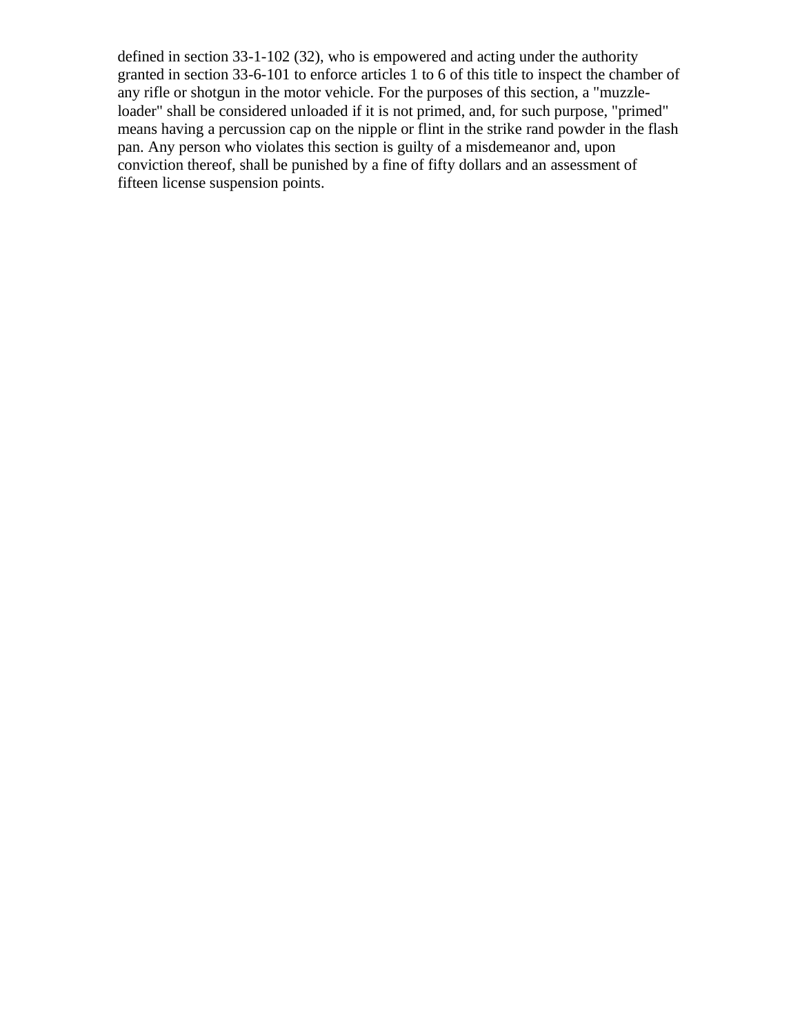defined in section 33-1-102 (32), who is empowered and acting under the authority granted in section 33-6-101 to enforce articles 1 to 6 of this title to inspect the chamber of any rifle or shotgun in the motor vehicle. For the purposes of this section, a "muzzle-loader" shall be considered unloaded if it is not primed, and, for such purpose, "primed" means having a percussion cap on the nipple or flint in the strike rand powder in the flash pan. Any person who violates this section is guilty of a misdemeanor and, upon conviction thereof, shall be punished by a fine of fifty dollars and an assessment of fifteen license suspension points.